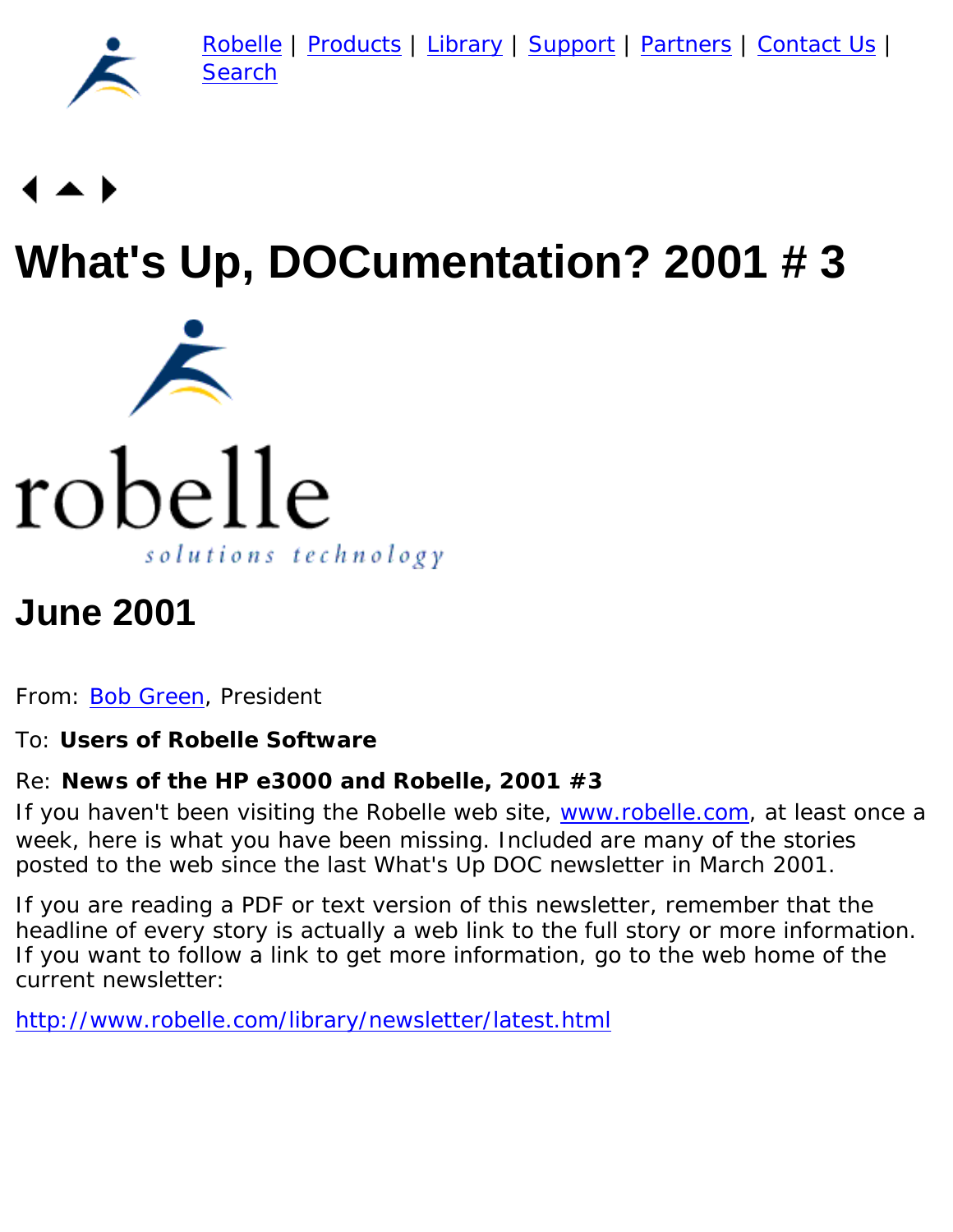Robelle | Products | Library | Support | Partners | Contact Us | Search

# What's Up, DOCumentation? 2001 # 3

robelle

*solutions technology*

## June 2001

From: Bob Green, President

To: **Users of Robelle Software**

Re: **News of the HP e3000 and Robelle, 2001 #3**

If you haven't been visiting the Robelle web site, www.robelle.com, at least once a week, here is what you have been missing. Included are many of the stories posted to the web since the last What's Up DOC newsletter in March 2001.

If you are reading a PDF or text version of this newsletter, remember that the headline of every story is actually a web link to the full story or more information. If you want to follow a link to get more information, go to the web home of the current newsletter:

http://www.robelle.com/library/newsletter/latest.html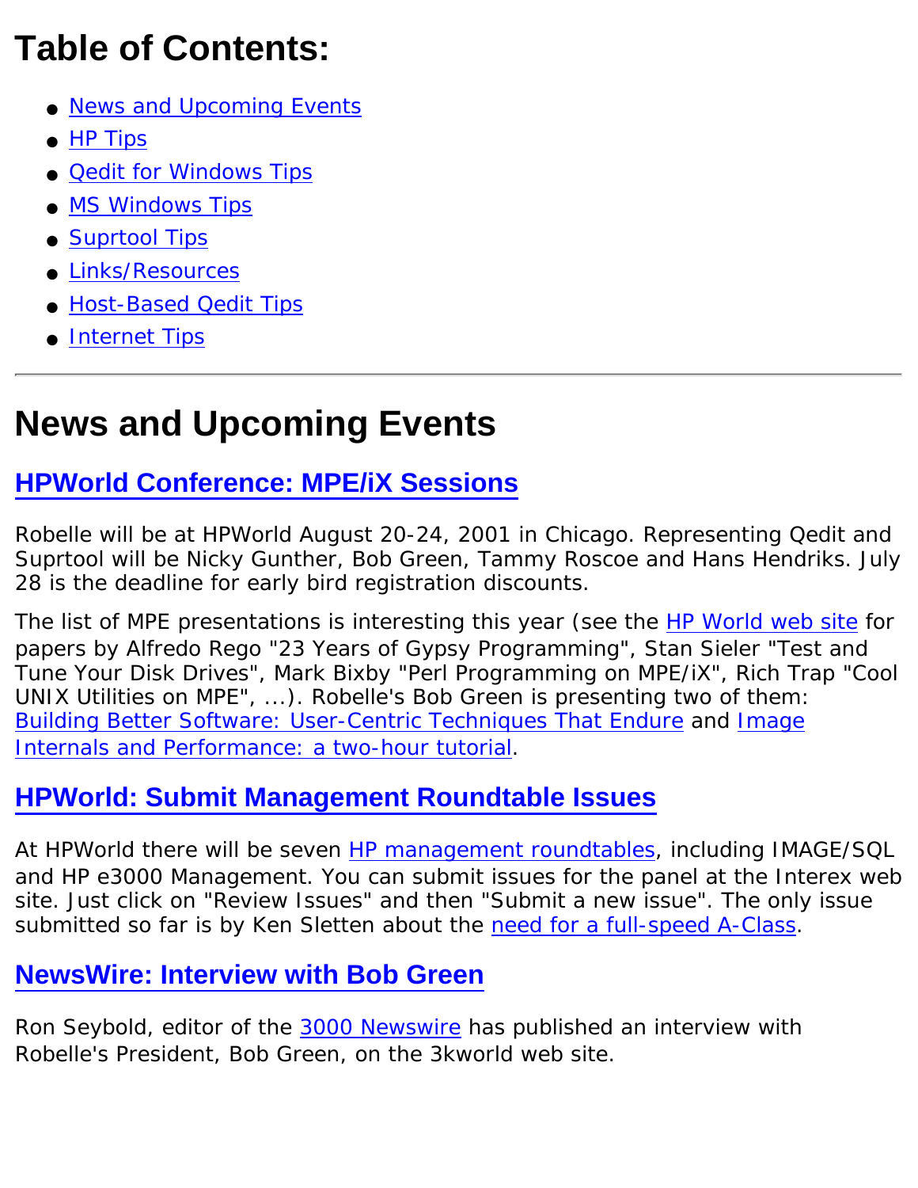# Table of Contents:

- News and Upcoming Events
- HP Tips
- Qedit for Windows Tips
- MS Windows Tips
- Suprtool Tips
- Links/Resources
- Host-Based Qedit Tips
- Internet Tips

---

# News and Upcoming Events

## HPWorld Conference: MPE/iX Sessions

Robelle will be at HPWorld August 20-24, 2001 in Chicago. Representing Qedit and Suprtool will be Nicky Gunther, Bob Green, Tammy Roscoe and Hans Hendriks. July 28 is the deadline for early bird registration discounts.

The list of MPE presentations is interesting this year (see the HP World web site for papers by Alfredo Rego "23 Years of Gypsy Programming", Stan Sieler "Test and Tune Your Disk Drives", Mark Bixby "Perl Programming on MPE/iX", Rich Trap "Cool UNIX Utilities on MPE", ...). Robelle's Bob Green is presenting two of them: Building Better Software: User-Centric Techniques That Endure and Image Internals and Performance: a two-hour tutorial.

## HPWorld: Submit Management Roundtable Issues

At HPWorld there will be seven HP management roundtables, including IMAGE/SQL and HP e3000 Management. You can submit issues for the panel at the Interex web site. Just click on "Review Issues" and then "Submit a new issue". The only issue submitted so far is by Ken Sletten about the need for a full-speed A-Class.

## NewsWire: Interview with Bob Green

Ron Seybold, editor of the 3000 Newswire has published an interview with Robelle's President, Bob Green, on the 3kworld web site.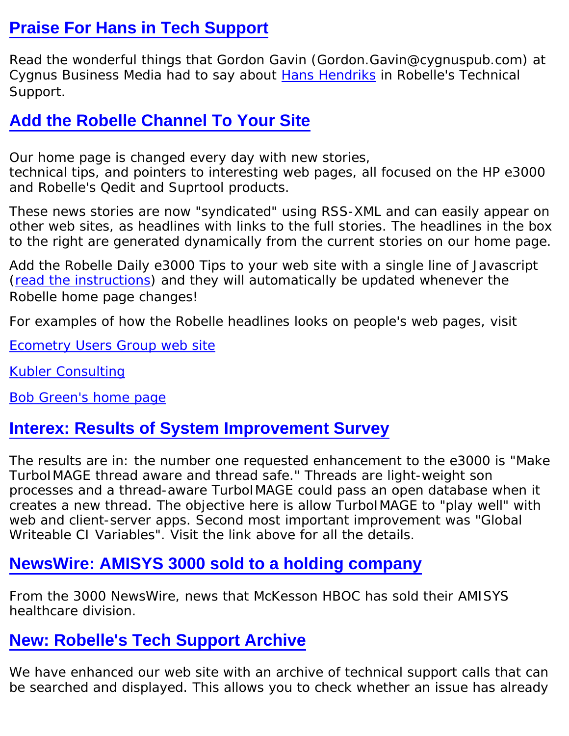## Praise For Hans in Tech Support

Read the wonderful things that Gordon Gavin (Gordon.Gavin@cygnuspub.com) at Cygnus Business Media had to say about Hans Hendriks in Robelle's Technical Support.

## Add the Robelle Channel To Your Site

Our home page is changed every day with new stories, technical tips, and pointers to interesting web pages, all focused on the HP e3000 and Robelle's Qedit and Suprtool products.

These news stories are now "syndicated" using RSS-XML and can easily appear on other web sites, as headlines with links to the full stories. The headlines in the box to the right are generated dynamically from the current stories on our home page.

Add the Robelle Daily e3000 Tips to your web site with a single line of Javascript (read the instructions) and they will automatically be updated whenever the Robelle home page changes!

For examples of how the Robelle headlines looks on people's web pages, visit

Ecometry Users Group web site

Kubler Consulting

Bob Green's home page

## Interex: Results of System Improvement Survey

The results are in: the number one requested enhancement to the e3000 is "Make TurboIMAGE thread aware and thread safe." Threads are light-weight son processes and a thread-aware TurboIMAGE could pass an open database when it creates a new thread. The objective here is allow TurboIMAGE to "play well" with web and client-server apps. Second most important improvement was "Global Writeable CI Variables". Visit the link above for all the details.

## NewsWire: AMISYS 3000 sold to a holding company

From the 3000 NewsWire, news that McKesson HBOC has sold their AMISYS healthcare division.

## New: Robelle's Tech Support Archive

We have enhanced our web site with an archive of technical support calls that can be searched and displayed. This allows you to check whether an issue has already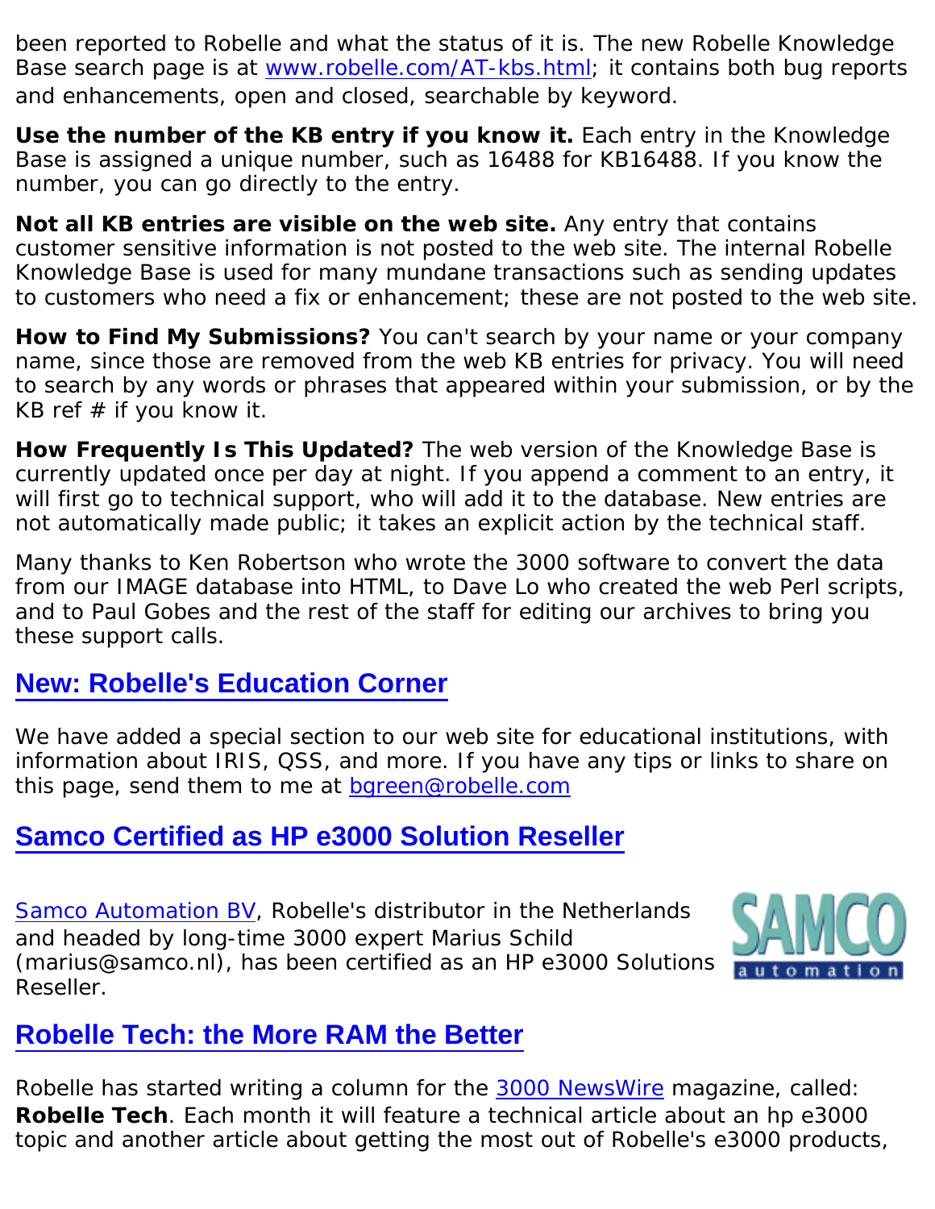been reported to Robelle and what the status of it is. The new Robelle Knowledge Base search page is at [www.robelle.com/AT-kbs.html](www.robelle.com/AT-kbs.html); it contains both bug reports and enhancements, open and closed, searchable by keyword.

**Use the number of the KB entry if you know it.** Each entry in the Knowledge Base is assigned a unique number, such as 16488 for KB16488. If you know the number, you can go directly to the entry.

**Not all KB entries are visible on the web site.** Any entry that contains customer sensitive information is not posted to the web site. The internal Robelle Knowledge Base is used for many mundane transactions such as sending updates to customers who need a fix or enhancement; these are not posted to the web site.

**How to Find My Submissions?** You can't search by your name or your company name, since those are removed from the web KB entries for privacy. You will need to search by any words or phrases that appeared within your submission, or by the KB ref # if you know it.

**How Frequently Is This Updated?** The web version of the Knowledge Base is currently updated once per day at night. If you append a comment to an entry, it will first go to technical support, who will add it to the database. New entries are not automatically made public; it takes an explicit action by the technical staff.

Many thanks to Ken Robertson who wrote the 3000 software to convert the data from our IMAGE database into HTML, to Dave Lo who created the web Perl scripts, and to Paul Gobes and the rest of the staff for editing our archives to bring you these support calls.

## New: Robelle's Education Corner

We have added a special section to our web site for educational institutions, with information about IRIS, QSS, and more. If you have any tips or links to share on this page, send them to me at bgreen@robelle.com

## Samco Certified as HP e3000 Solution Reseller

Samco Automation BV, Robelle's distributor in the Netherlands and headed by long-time 3000 expert Marius Schild (marius@samco.nl), has been certified as an HP e3000 Solutions Reseller.

## Robelle Tech: the More RAM the Better

Robelle has started writing a column for the 3000 NewsWire magazine, called: **Robelle Tech**. Each month it will feature a technical article about an hp e3000 topic and another article about getting the most out of Robelle's e3000 products,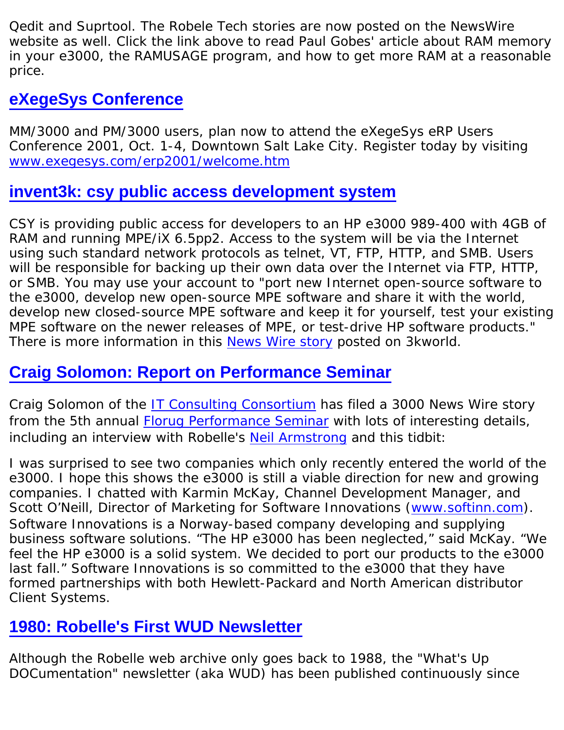Qedit and Suprtool. The Robele Tech stories are now posted on the NewsWire website as well. Click the link above to read Paul Gobes' article about RAM memory in your e3000, the RAMUSAGE program, and how to get more RAM at a reasonable price.

## eXegeSys Conference

MM/3000 and PM/3000 users, plan now to attend the eXegeSys eRP Users Conference 2001, Oct. 1-4, Downtown Salt Lake City. Register today by visiting www.exegesys.com/erp2001/welcome.htm

## invent3k: csy public access development system

CSY is providing public access for developers to an HP e3000 989-400 with 4GB of RAM and running MPE/iX 6.5pp2. Access to the system will be via the Internet using such standard network protocols as telnet, VT, FTP, HTTP, and SMB. Users will be responsible for backing up their own data over the Internet via FTP, HTTP, or SMB. You may use your account to "port new Internet open-source software to the e3000, develop new open-source MPE software and share it with the world, develop new closed-source MPE software and keep it for yourself, test your existing MPE software on the newer releases of MPE, or test-drive HP software products." There is more information in this News Wire story posted on 3kworld.

## Craig Solomon: Report on Performance Seminar

Craig Solomon of the IT Consulting Consortium has filed a 3000 News Wire story from the 5th annual Florug Performance Seminar with lots of interesting details, including an interview with Robelle's Neil Armstrong and this tidbit:

I was surprised to see two companies which only recently entered the world of the e3000. I hope this shows the e3000 is still a viable direction for new and growing companies. I chatted with Karmin McKay, Channel Development Manager, and Scott O'Neill, Director of Marketing for Software Innovations (www.softinn.com). Software Innovations is a Norway-based company developing and supplying business software solutions. "The HP e3000 has been neglected," said McKay. "We feel the HP e3000 is a solid system. We decided to port our products to the e3000 last fall." Software Innovations is so committed to the e3000 that they have formed partnerships with both Hewlett-Packard and North American distributor Client Systems.

## 1980: Robelle's First WUD Newsletter

Although the Robelle web archive only goes back to 1988, the "What's Up DOCumentation" newsletter (aka WUD) has been published continuously since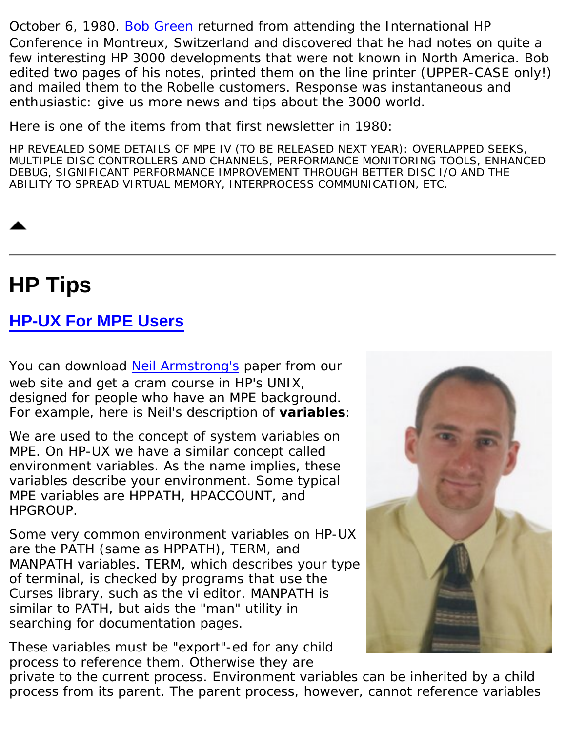October 6, 1980. Bob Green returned from attending the International HP Conference in Montreux, Switzerland and discovered that he had notes on quite a few interesting HP 3000 developments that were not known in North America. Bob edited two pages of his notes, printed them on the line printer (UPPER-CASE only!) and mailed them to the Robelle customers. Response was instantaneous and enthusiastic: give us more news and tips about the 3000 world.

Here is one of the items from that first newsletter in 1980:

HP REVEALED SOME DETAILS OF MPE IV (TO BE RELEASED NEXT YEAR): OVERLAPPED SEEKS, MULTIPLE DISC CONTROLLERS AND CHANNELS, PERFORMANCE MONITORING TOOLS, ENHANCED DEBUG, SIGNIFICANT PERFORMANCE IMPROVEMENT THROUGH BETTER DISC I/O AND THE ABILITY TO SPREAD VIRTUAL MEMORY, INTERPROCESS COMMUNICATION, ETC.

---

# HP Tips

## HP-UX For MPE Users

You can download Neil Armstrong's paper from our web site and get a cram course in HP's UNIX, designed for people who have an MPE background. For example, here is Neil's description of **variables**:

We are used to the concept of system variables on MPE. On HP-UX we have a similar concept called environment variables. As the name implies, these variables describe your environment. Some typical MPE variables are HPPATH, HPACCOUNT, and HPGROUP.

Some very common environment variables on HP-UX are the PATH (same as HPPATH), TERM, and MANPATH variables. TERM, which describes your type of terminal, is checked by programs that use the Curses library, such as the vi editor. MANPATH is similar to PATH, but aids the "man" utility in searching for documentation pages.

These variables must be "export"-ed for any child process to reference them. Otherwise they are private to the current process. Environment variables can be inherited by a child process from its parent. The parent process, however, cannot reference variables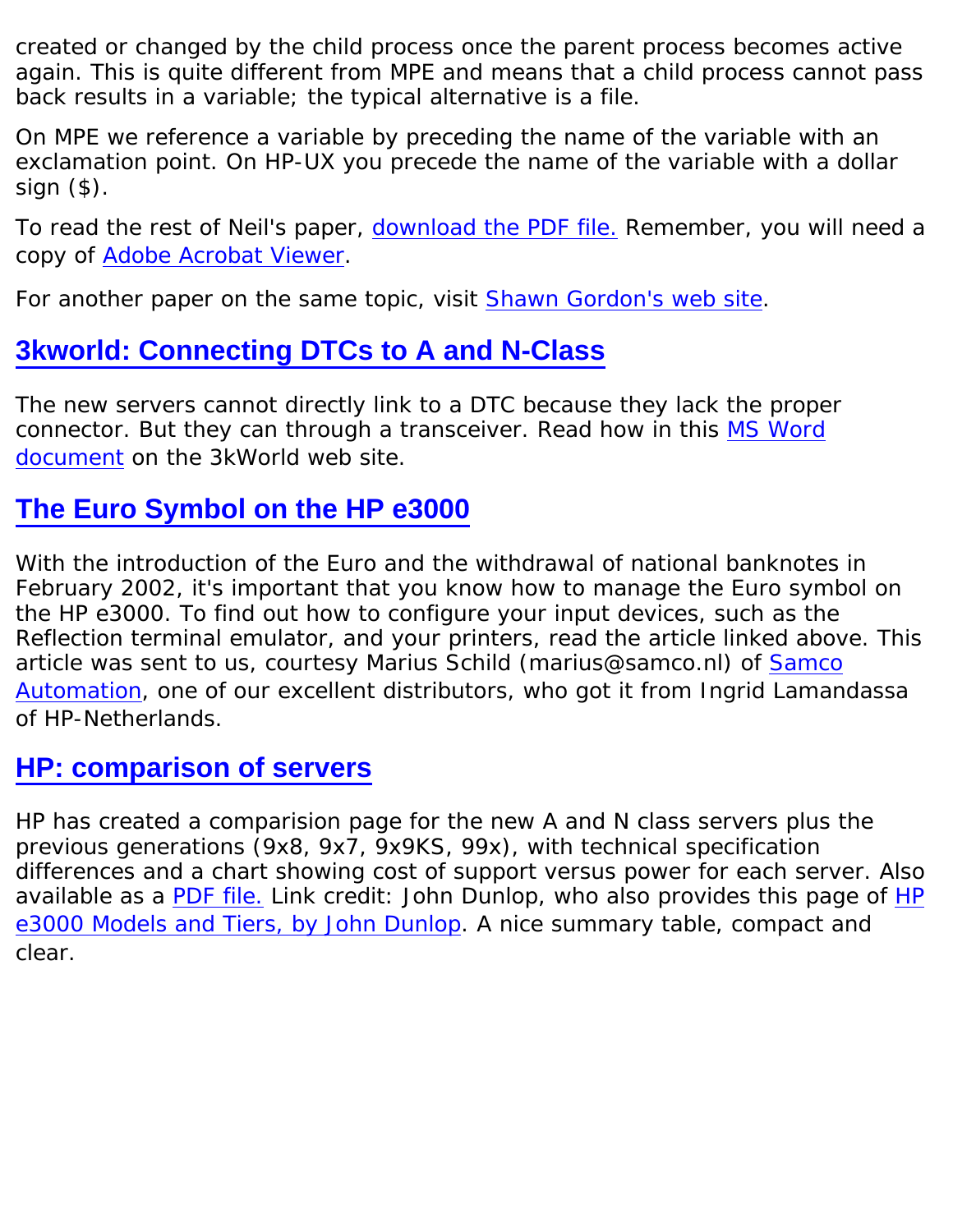created or changed by the child process once the parent process becomes active again. This is quite different from MPE and means that a child process cannot pass back results in a variable; the typical alternative is a file.

On MPE we reference a variable by preceding the name of the variable with an exclamation point. On HP-UX you precede the name of the variable with a dollar sign ($).

To read the rest of Neil's paper, download the PDF file. Remember, you will need a copy of Adobe Acrobat Viewer.

For another paper on the same topic, visit Shawn Gordon's web site.

## 3kworld: Connecting DTCs to A and N-Class

The new servers cannot directly link to a DTC because they lack the proper connector. But they can through a transceiver. Read how in this MS Word document on the 3kWorld web site.

## The Euro Symbol on the HP e3000

With the introduction of the Euro and the withdrawal of national banknotes in February 2002, it's important that you know how to manage the Euro symbol on the HP e3000. To find out how to configure your input devices, such as the Reflection terminal emulator, and your printers, read the article linked above. This article was sent to us, courtesy Marius Schild (marius@samco.nl) of Samco Automation, one of our excellent distributors, who got it from Ingrid Lamandassa of HP-Netherlands.

## HP: comparison of servers

HP has created a comparision page for the new A and N class servers plus the previous generations (9x8, 9x7, 9x9KS, 99x), with technical specification differences and a chart showing cost of support versus power for each server. Also available as a PDF file. Link credit: John Dunlop, who also provides this page of HP e3000 Models and Tiers, by John Dunlop. A nice summary table, compact and clear.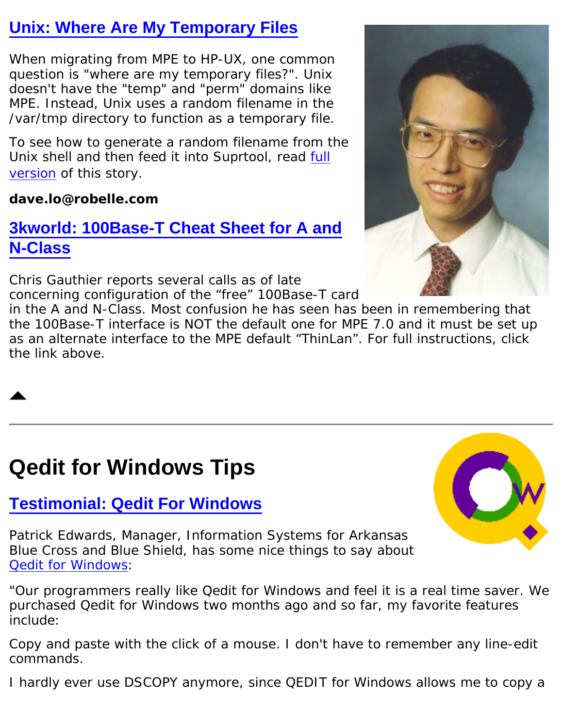### Unix: Where Are My Temporary Files

When migrating from MPE to HP-UX, one common question is "where are my temporary files?". Unix doesn't have the "temp" and "perm" domains like MPE. Instead, Unix uses a random filename in the /var/tmp directory to function as a temporary file.

To see how to generate a random filename from the Unix shell and then feed it into Suprtool, read full version of this story.

**dave.lo@robelle.com**

### 3kworld: 100Base-T Cheat Sheet for A and N-Class

Chris Gauthier reports several calls as of late concerning configuration of the “free” 100Base-T card in the A and N-Class. Most confusion he has seen has been in remembering that the 100Base-T interface is NOT the default one for MPE 7.0 and it must be set up as an alternate interface to the MPE default “ThinLan”. For full instructions, click the link above.

---

## Qedit for Windows Tips

### Testimonial: Qedit For Windows

Patrick Edwards, Manager, Information Systems for Arkansas Blue Cross and Blue Shield, has some nice things to say about Qedit for Windows:

"Our programmers really like Qedit for Windows and feel it is a real time saver. We purchased Qedit for Windows two months ago and so far, my favorite features include:

Copy and paste with the click of a mouse. I don't have to remember any line-edit commands.

I hardly ever use DSCOPY anymore, since QEDIT for Windows allows me to copy a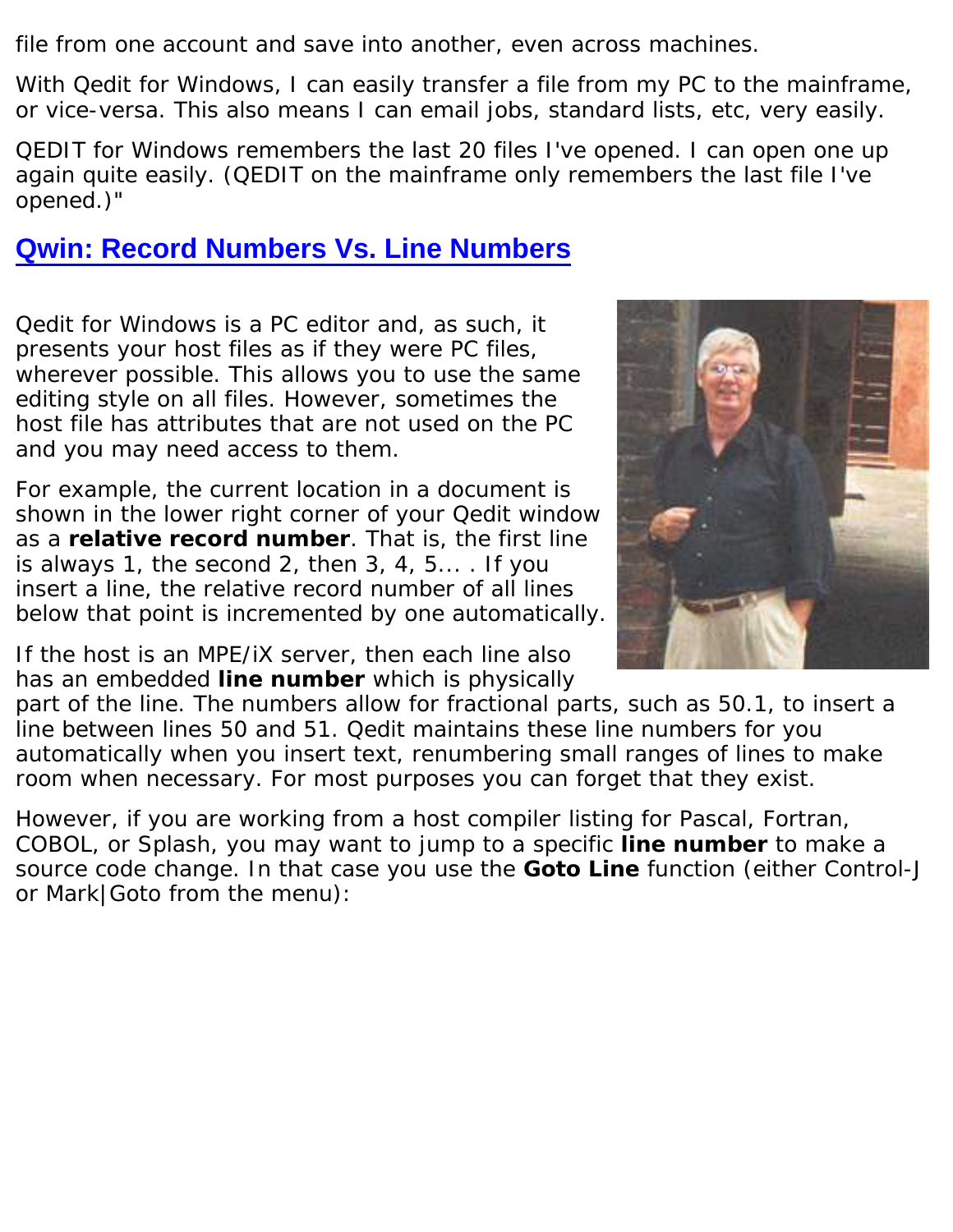file from one account and save into another, even across machines.

With Qedit for Windows, I can easily transfer a file from my PC to the mainframe, or vice-versa. This also means I can email jobs, standard lists, etc, very easily.

QEDIT for Windows remembers the last 20 files I've opened. I can open one up again quite easily. (QEDIT on the mainframe only remembers the last file I've opened.)"

## Qwin: Record Numbers Vs. Line Numbers

Qedit for Windows is a PC editor and, as such, it presents your host files as if they were PC files, wherever possible. This allows you to use the same editing style on all files. However, sometimes the host file has attributes that are not used on the PC and you may need access to them.

For example, the current location in a document is shown in the lower right corner of your Qedit window as a **relative record number**. That is, the first line is always 1, the second 2, then 3, 4, 5... . If you insert a line, the relative record number of all lines below that point is incremented by one automatically.

If the host is an MPE/iX server, then each line also has an embedded **line number** which is physically part of the line. The numbers allow for fractional parts, such as 50.1, to insert a line between lines 50 and 51. Qedit maintains these line numbers for you automatically when you insert text, renumbering small ranges of lines to make room when necessary. For most purposes you can forget that they exist.

However, if you are working from a host compiler listing for Pascal, Fortran, COBOL, or Splash, you may want to jump to a specific **line number** to make a source code change. In that case you use the **Goto Line** function (either Control-J or Mark|Goto from the menu):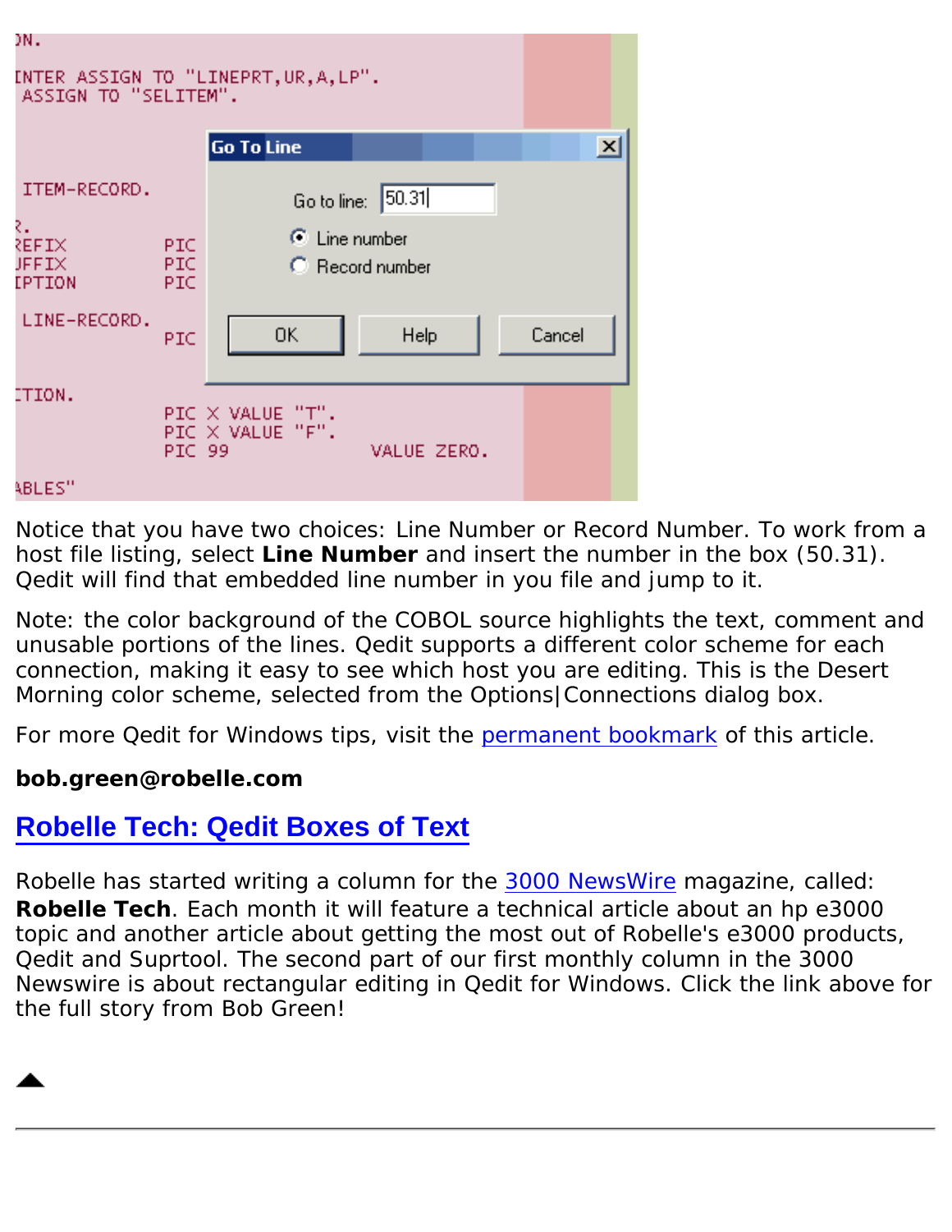Notice that you have two choices: Line Number or Record Number. To work from a host file listing, select **Line Number** and insert the number in the box (50.31). Qedit will find that embedded line number in you file and jump to it.

Note: the color background of the COBOL source highlights the text, comment and unusable portions of the lines. Qedit supports a different color scheme for each connection, making it easy to see which host you are editing. This is the Desert Morning color scheme, selected from the Options|Connections dialog box.

For more Qedit for Windows tips, visit the permanent bookmark of this article.

**bob.green@robelle.com**

## Robelle Tech: Qedit Boxes of Text

Robelle has started writing a column for the 3000 NewsWire magazine, called: **Robelle Tech**. Each month it will feature a technical article about an hp e3000 topic and another article about getting the most out of Robelle's e3000 products, Qedit and Suprtool. The second part of our first monthly column in the 3000 Newswire is about rectangular editing in Qedit for Windows. Click the link above for the full story from Bob Green!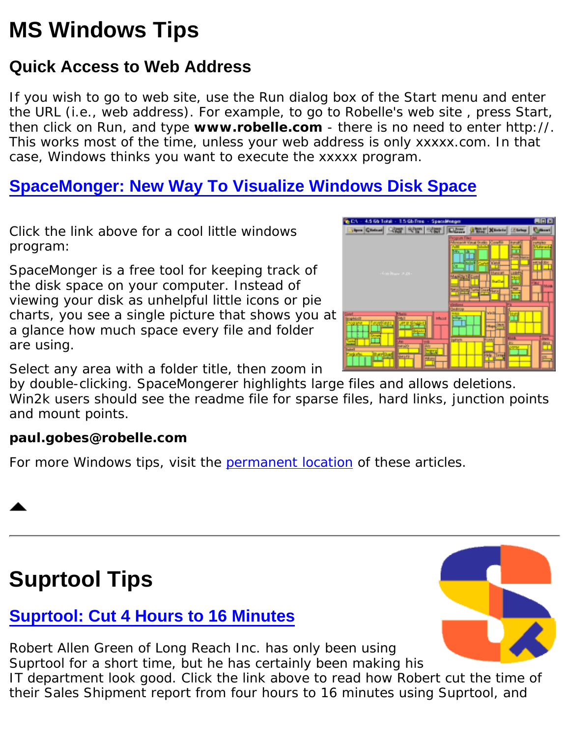# MS Windows Tips

## Quick Access to Web Address

If you wish to go to web site, use the Run dialog box of the Start menu and enter the URL (i.e., web address). For example, to go to Robelle's web site , press Start, then click on Run, and type **www.robelle.com** - there is no need to enter http://. This works most of the time, unless your web address is only xxxxx.com. In that case, Windows thinks you want to execute the xxxxx program.

## SpaceMonger: New Way To Visualize Windows Disk Space

Click the link above for a cool little windows program:

SpaceMonger is a free tool for keeping track of the disk space on your computer. Instead of viewing your disk as unhelpful little icons or pie charts, you see a single picture that shows you at a glance how much space every file and folder are using.

Select any area with a folder title, then zoom in by double-clicking. SpaceMongerer highlights large files and allows deletions. Win2k users should see the readme file for sparse files, hard links, junction points and mount points.

**paul.gobes@robelle.com**

For more Windows tips, visit the permanent location of these articles.

---

# Suprtool Tips

## Suprtool: Cut 4 Hours to 16 Minutes

Robert Allen Green of Long Reach Inc. has only been using Suprtool for a short time, but he has certainly been making his IT department look good. Click the link above to read how Robert cut the time of their Sales Shipment report from four hours to 16 minutes using Suprtool, and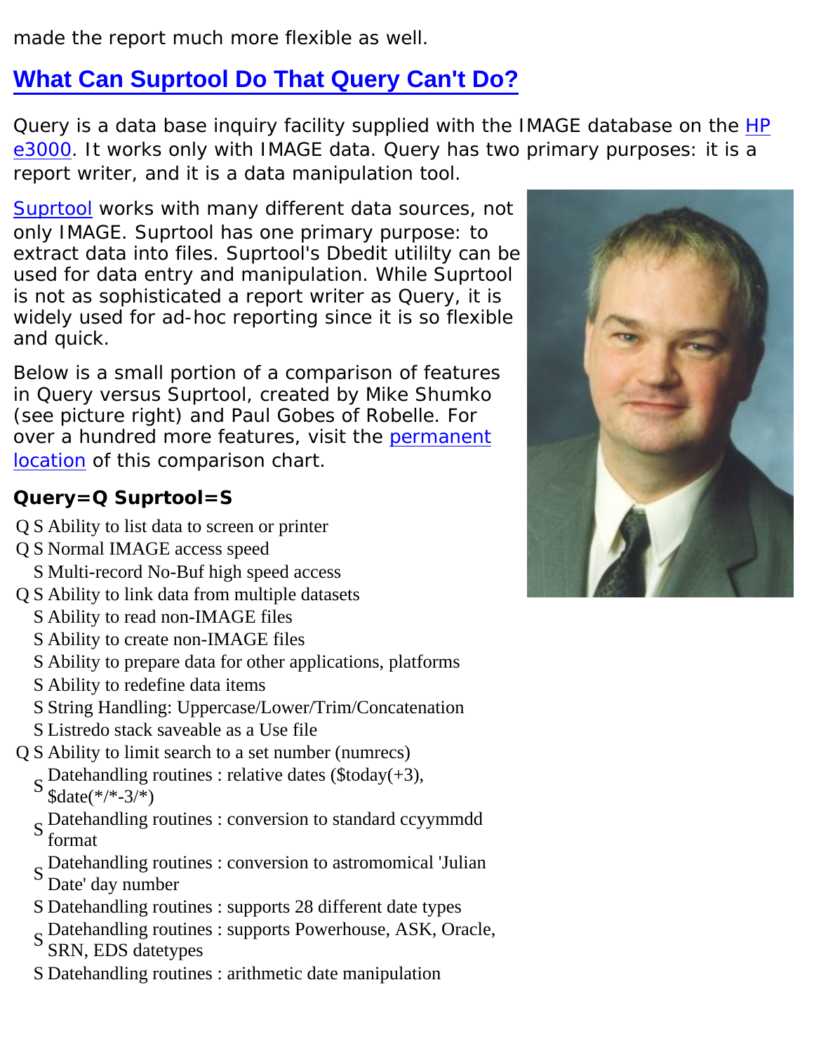made the report much more flexible as well.

## What Can Suprtool Do That Query Can't Do?

Query is a data base inquiry facility supplied with the IMAGE database on the HP e3000. It works only with IMAGE data. Query has two primary purposes: it is a report writer, and it is a data manipulation tool.

Suprtool works with many different data sources, not only IMAGE. Suprtool has one primary purpose: to extract data into files. Suprtool's Dbedit utililty can be used for data entry and manipulation. While Suprtool is not as sophisticated a report writer as Query, it is widely used for ad-hoc reporting since it is so flexible and quick.

Below is a small portion of a comparison of features in Query versus Suprtool, created by Mike Shumko (see picture right) and Paul Gobes of Robelle. For over a hundred more features, visit the permanent location of this comparison chart.

**Query=Q Suprtool=S**

| Q | S | Feature |
|---|---|---|
| Q | S | Ability to list data to screen or printer |
| Q | S | Normal IMAGE access speed |
| | S | Multi-record No-Buf high speed access |
| Q | S | Ability to link data from multiple datasets |
| | S | Ability to read non-IMAGE files |
| | S | Ability to create non-IMAGE files |
| | S | Ability to prepare data for other applications, platforms |
| | S | Ability to redefine data items |
| | S | String Handling: Uppercase/Lower/Trim/Concatenation |
| | S | Listredo stack saveable as a Use file |
| Q | S | Ability to limit search to a set number (numrecs) |
| | S | Datehandling routines : relative dates ($today(+3), $date(*/*-3/*) |
| | S | Datehandling routines : conversion to standard ccyymmdd format |
| | S | Datehandling routines : conversion to astromomical 'Julian Date' day number |
| | S | Datehandling routines : supports 28 different date types |
| | S | Datehandling routines : supports Powerhouse, ASK, Oracle, SRN, EDS datetypes |
| | S | Datehandling routines : arithmetic date manipulation |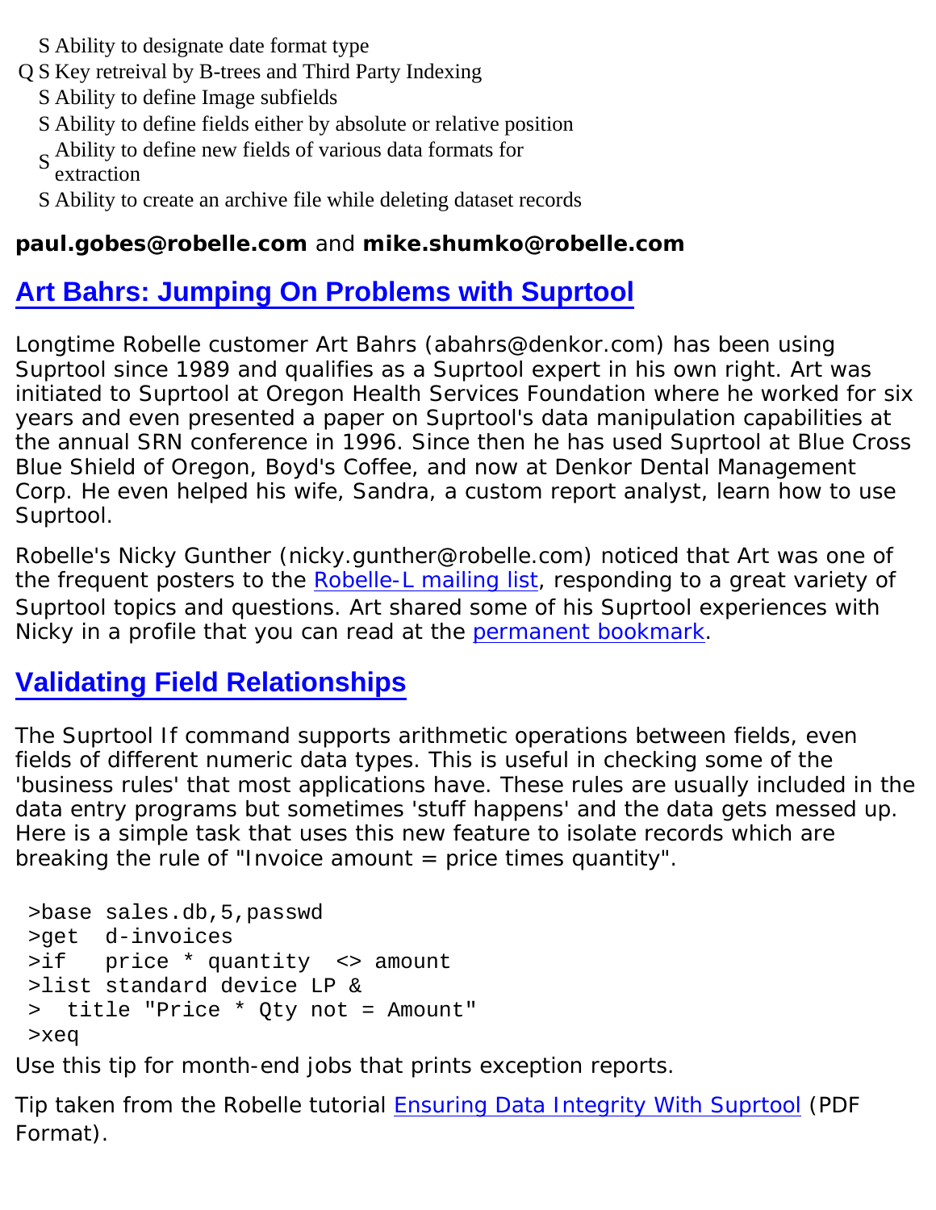| | | |
|---|---|---|
| | S | Ability to designate date format type |
| Q | S | Key retreival by B-trees and Third Party Indexing |
| | S | Ability to define Image subfields |
| | S | Ability to define fields either by absolute or relative position |
| | S | Ability to define new fields of various data formats for extraction |
| | S | Ability to create an archive file while deleting dataset records |

**paul.gobes@robelle.com** and **mike.shumko@robelle.com**

## Art Bahrs: Jumping On Problems with Suprtool

Longtime Robelle customer Art Bahrs (abahrs@denkor.com) has been using Suprtool since 1989 and qualifies as a Suprtool expert in his own right. Art was initiated to Suprtool at Oregon Health Services Foundation where he worked for six years and even presented a paper on Suprtool's data manipulation capabilities at the annual SRN conference in 1996. Since then he has used Suprtool at Blue Cross Blue Shield of Oregon, Boyd's Coffee, and now at Denkor Dental Management Corp. He even helped his wife, Sandra, a custom report analyst, learn how to use Suprtool.

Robelle's Nicky Gunther (nicky.gunther@robelle.com) noticed that Art was one of the frequent posters to the Robelle-L mailing list, responding to a great variety of Suprtool topics and questions. Art shared some of his Suprtool experiences with Nicky in a profile that you can read at the permanent bookmark.

## Validating Field Relationships

The Suprtool If command supports arithmetic operations between fields, even fields of different numeric data types. This is useful in checking some of the 'business rules' that most applications have. These rules are usually included in the data entry programs but sometimes 'stuff happens' and the data gets messed up. Here is a simple task that uses this new feature to isolate records which are breaking the rule of "Invoice amount = price times quantity".

```
>base sales.db,5,passwd
>get  d-invoices
>if   price * quantity  <> amount
>list standard device LP &
>  title "Price * Qty not = Amount"
>xeq
```

Use this tip for month-end jobs that prints exception reports.

Tip taken from the Robelle tutorial Ensuring Data Integrity With Suprtool (PDF Format).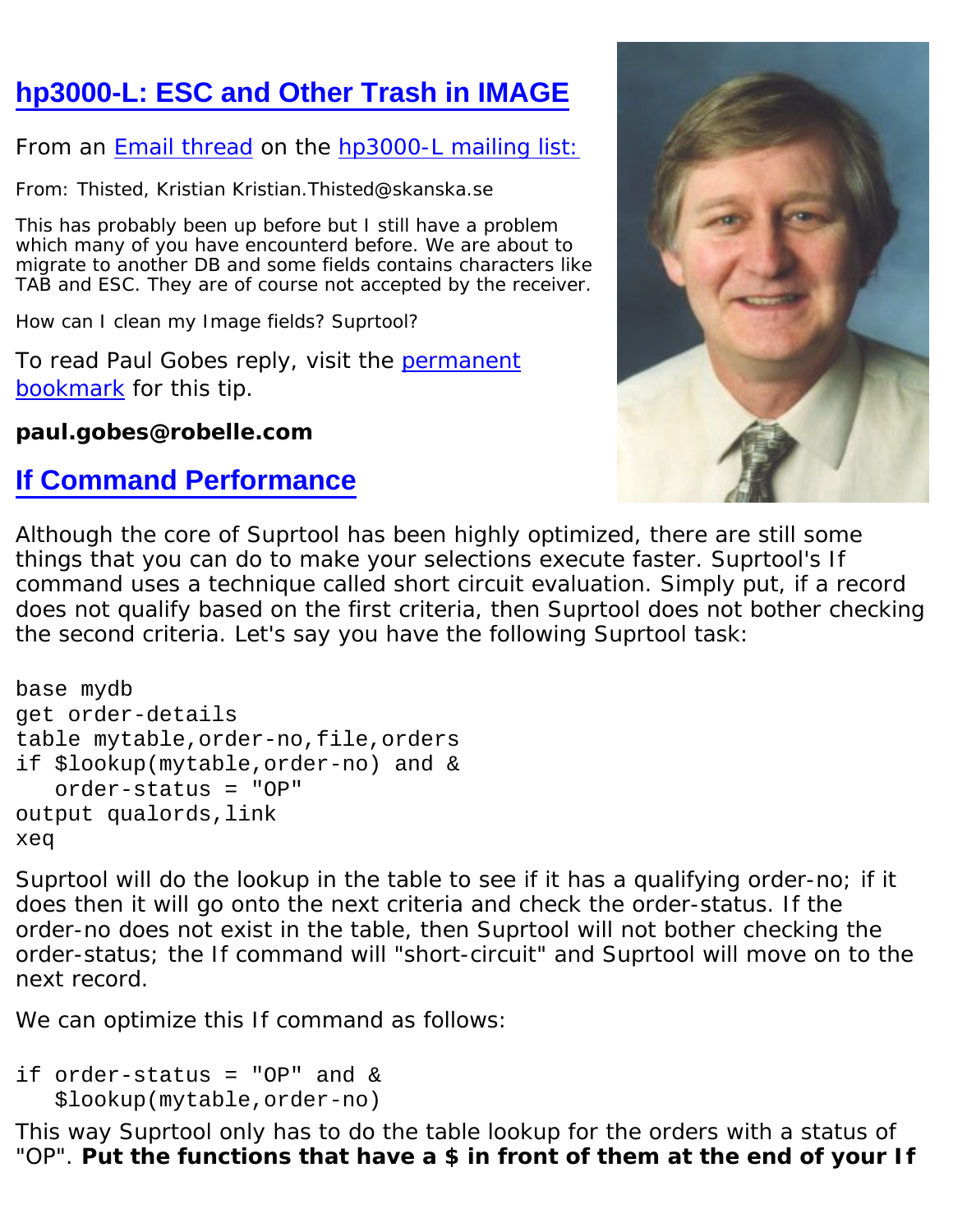## hp3000-L: ESC and Other Trash in IMAGE

From an Email thread on the hp3000-L mailing list:

From: Thisted, Kristian Kristian.Thisted@skanska.se

This has probably been up before but I still have a problem which many of you have encounterd before. We are about to migrate to another DB and some fields contains characters like TAB and ESC. They are of course not accepted by the receiver.

How can I clean my Image fields? Suprtool?

To read Paul Gobes reply, visit the permanent bookmark for this tip.

**paul.gobes@robelle.com**

## If Command Performance

Although the core of Suprtool has been highly optimized, there are still some things that you can do to make your selections execute faster. Suprtool's If command uses a technique called short circuit evaluation. Simply put, if a record does not qualify based on the first criteria, then Suprtool does not bother checking the second criteria. Let's say you have the following Suprtool task:

```
base mydb
get order-details
table mytable,order-no,file,orders
if $lookup(mytable,order-no) and &
   order-status = "OP"
output qualords,link
xeq
```

Suprtool will do the lookup in the table to see if it has a qualifying order-no; if it does then it will go onto the next criteria and check the order-status. If the order-no does not exist in the table, then Suprtool will not bother checking the order-status; the If command will "short-circuit" and Suprtool will move on to the next record.

We can optimize this If command as follows:

```
if order-status = "OP" and &
   $lookup(mytable,order-no)
```

This way Suprtool only has to do the table lookup for the orders with a status of "OP". **Put the functions that have a $ in front of them at the end of your If**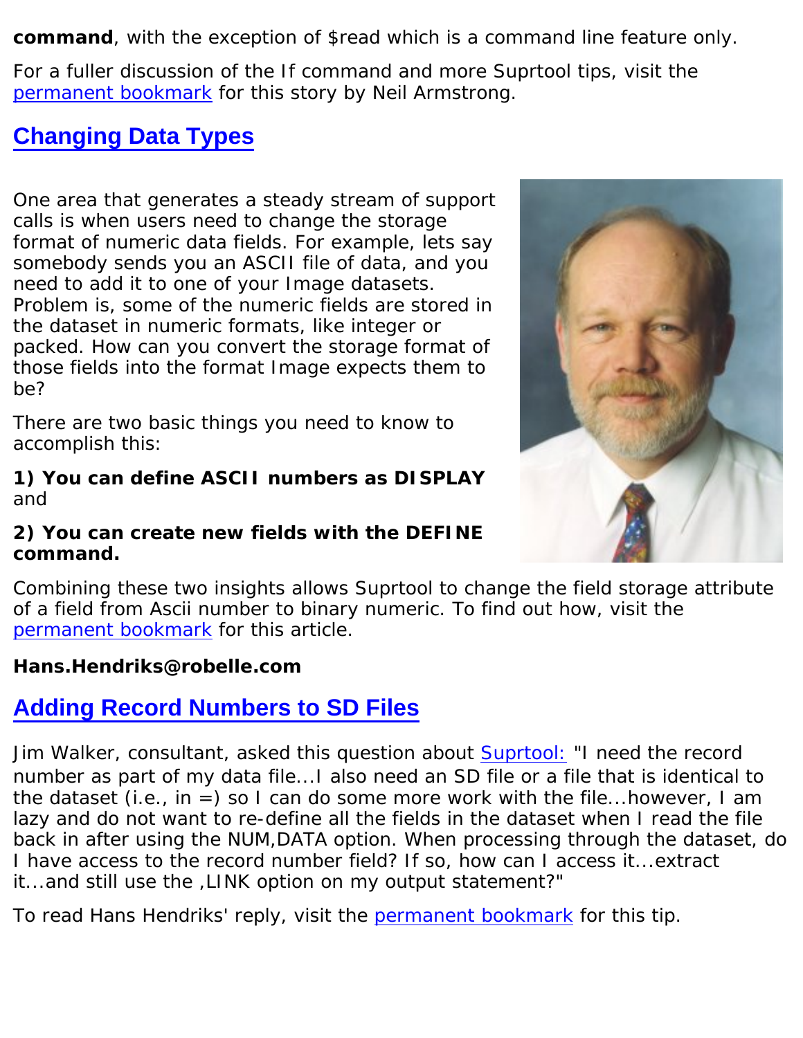**command**, with the exception of $read which is a command line feature only.

For a fuller discussion of the If command and more Suprtool tips, visit the permanent bookmark for this story by Neil Armstrong.

## Changing Data Types

One area that generates a steady stream of support calls is when users need to change the storage format of numeric data fields. For example, lets say somebody sends you an ASCII file of data, and you need to add it to one of your Image datasets. Problem is, some of the numeric fields are stored in the dataset in numeric formats, like integer or packed. How can you convert the storage format of those fields into the format Image expects them to be?

There are two basic things you need to know to accomplish this:

**1) You can define ASCII numbers as DISPLAY** and

**2) You can create new fields with the DEFINE command.**

Combining these two insights allows Suprtool to change the field storage attribute of a field from Ascii number to binary numeric. To find out how, visit the permanent bookmark for this article.

**Hans.Hendriks@robelle.com**

## Adding Record Numbers to SD Files

Jim Walker, consultant, asked this question about Suprtool: "I need the record number as part of my data file...I also need an SD file or a file that is identical to the dataset (i.e., in =) so I can do some more work with the file...however, I am lazy and do not want to re-define all the fields in the dataset when I read the file back in after using the NUM,DATA option. When processing through the dataset, do I have access to the record number field? If so, how can I access it...extract it...and still use the ,LINK option on my output statement?"

To read Hans Hendriks' reply, visit the permanent bookmark for this tip.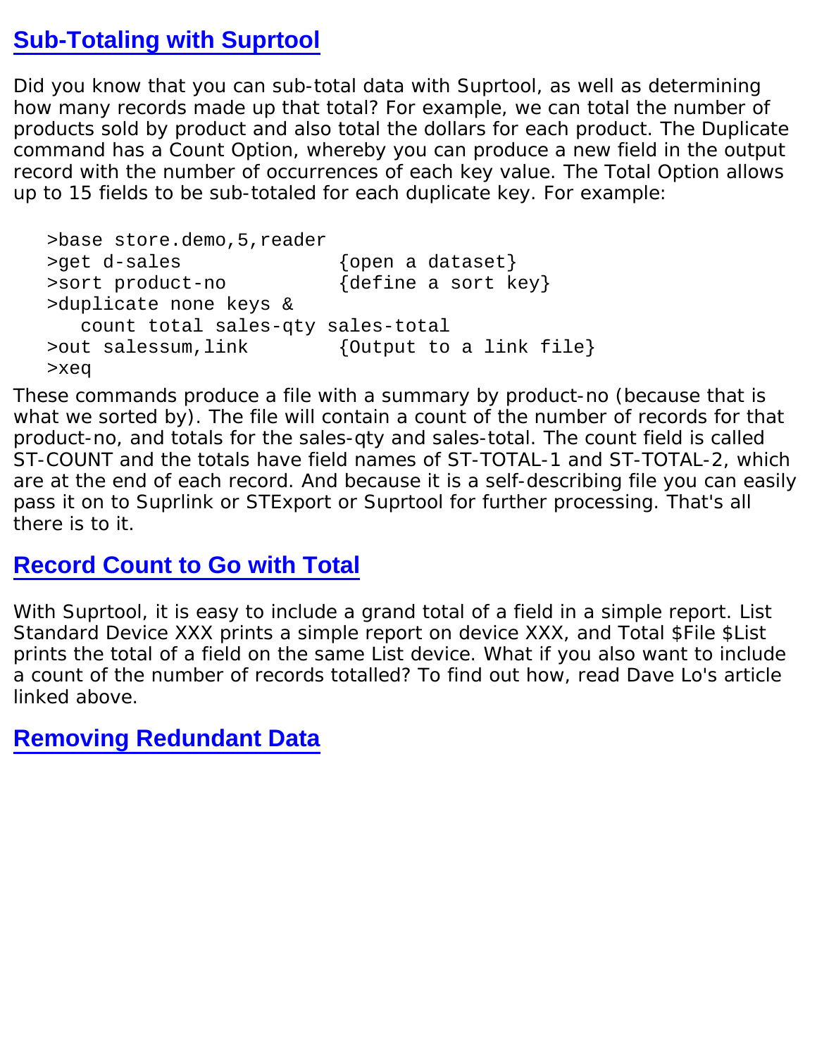## Sub-Totaling with Suprtool

Did you know that you can sub-total data with Suprtool, as well as determining how many records made up that total? For example, we can total the number of products sold by product and also total the dollars for each product. The Duplicate command has a Count Option, whereby you can produce a new field in the output record with the number of occurrences of each key value. The Total Option allows up to 15 fields to be sub-totaled for each duplicate key. For example:

```
>base store.demo,5,reader
>get d-sales              {open a dataset}
>sort product-no          {define a sort key}
>duplicate none keys &
   count total sales-qty sales-total
>out salessum,link        {Output to a link file}
>xeq
```

These commands produce a file with a summary by product-no (because that is what we sorted by). The file will contain a count of the number of records for that product-no, and totals for the sales-qty and sales-total. The count field is called ST-COUNT and the totals have field names of ST-TOTAL-1 and ST-TOTAL-2, which are at the end of each record. And because it is a self-describing file you can easily pass it on to Suprlink or STExport or Suprtool for further processing. That's all there is to it.

## Record Count to Go with Total

With Suprtool, it is easy to include a grand total of a field in a simple report. List Standard Device XXX prints a simple report on device XXX, and Total $File $List prints the total of a field on the same List device. What if you also want to include a count of the number of records totalled? To find out how, read Dave Lo's article linked above.

## Removing Redundant Data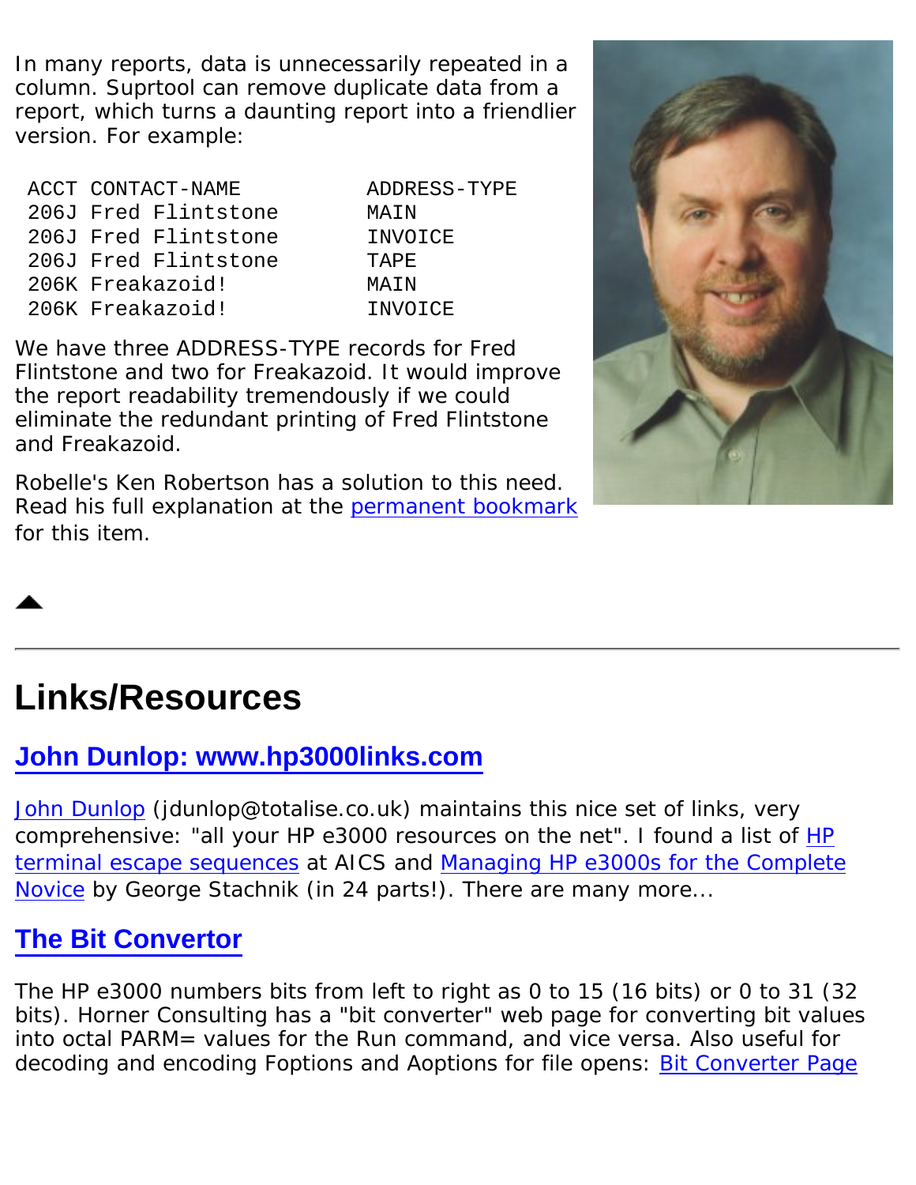In many reports, data is unnecessarily repeated in a column. Suprtool can remove duplicate data from a report, which turns a daunting report into a friendlier version. For example:

```
ACCT CONTACT-NAME          ADDRESS-TYPE
206J Fred Flintstone       MAIN
206J Fred Flintstone       INVOICE
206J Fred Flintstone       TAPE
206K Freakazoid!           MAIN
206K Freakazoid!           INVOICE
```

We have three ADDRESS-TYPE records for Fred Flintstone and two for Freakazoid. It would improve the report readability tremendously if we could eliminate the redundant printing of Fred Flintstone and Freakazoid.

Robelle's Ken Robertson has a solution to this need. Read his full explanation at the permanent bookmark for this item.

---

# Links/Resources

## John Dunlop: www.hp3000links.com

John Dunlop (jdunlop@totalise.co.uk) maintains this nice set of links, very comprehensive: "all your HP e3000 resources on the net". I found a list of HP terminal escape sequences at AICS and Managing HP e3000s for the Complete Novice by George Stachnik (in 24 parts!). There are many more...

## The Bit Convertor

The HP e3000 numbers bits from left to right as 0 to 15 (16 bits) or 0 to 31 (32 bits). Horner Consulting has a "bit converter" web page for converting bit values into octal PARM= values for the Run command, and vice versa. Also useful for decoding and encoding Foptions and Aoptions for file opens: Bit Converter Page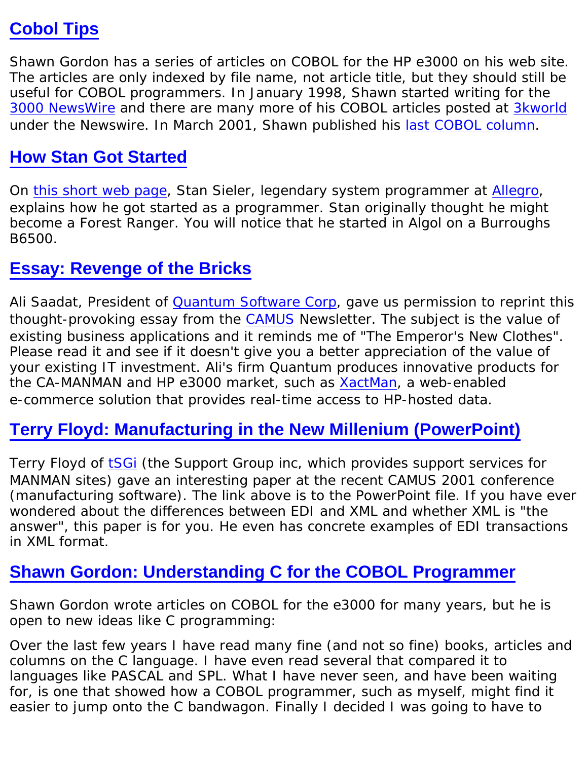## Cobol Tips

Shawn Gordon has a series of articles on COBOL for the HP e3000 on his web site. The articles are only indexed by file name, not article title, but they should still be useful for COBOL programmers. In January 1998, Shawn started writing for the 3000 NewsWire and there are many more of his COBOL articles posted at 3kworld under the Newswire. In March 2001, Shawn published his last COBOL column.

## How Stan Got Started

On this short web page, Stan Sieler, legendary system programmer at Allegro, explains how he got started as a programmer. Stan originally thought he might become a Forest Ranger. You will notice that he started in Algol on a Burroughs B6500.

## Essay: Revenge of the Bricks

Ali Saadat, President of Quantum Software Corp, gave us permission to reprint this thought-provoking essay from the CAMUS Newsletter. The subject is the value of existing business applications and it reminds me of "The Emperor's New Clothes". Please read it and see if it doesn't give you a better appreciation of the value of your existing IT investment. Ali's firm Quantum produces innovative products for the CA-MANMAN and HP e3000 market, such as XactMan, a web-enabled e-commerce solution that provides real-time access to HP-hosted data.

## Terry Floyd: Manufacturing in the New Millenium (PowerPoint)

Terry Floyd of tSGi (the Support Group inc, which provides support services for MANMAN sites) gave an interesting paper at the recent CAMUS 2001 conference (manufacturing software). The link above is to the PowerPoint file. If you have ever wondered about the differences between EDI and XML and whether XML is "the answer", this paper is for you. He even has concrete examples of EDI transactions in XML format.

## Shawn Gordon: Understanding C for the COBOL Programmer

Shawn Gordon wrote articles on COBOL for the e3000 for many years, but he is open to new ideas like C programming:

Over the last few years I have read many fine (and not so fine) books, articles and columns on the C language. I have even read several that compared it to languages like PASCAL and SPL. What I have never seen, and have been waiting for, is one that showed how a COBOL programmer, such as myself, might find it easier to jump onto the C bandwagon. Finally I decided I was going to have to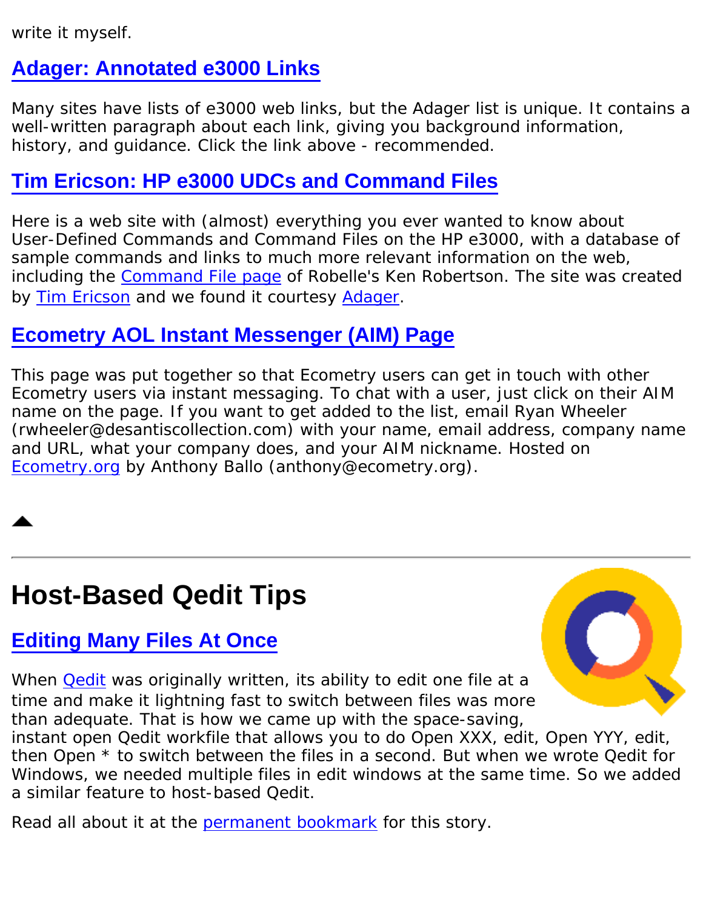write it myself.

## Adager: Annotated e3000 Links

Many sites have lists of e3000 web links, but the Adager list is unique. It contains a well-written paragraph about each link, giving you background information, history, and guidance. Click the link above - recommended.

## Tim Ericson: HP e3000 UDCs and Command Files

Here is a web site with (almost) everything you ever wanted to know about User-Defined Commands and Command Files on the HP e3000, with a database of sample commands and links to much more relevant information on the web, including the Command File page of Robelle's Ken Robertson. The site was created by Tim Ericson and we found it courtesy Adager.

## Ecometry AOL Instant Messenger (AIM) Page

This page was put together so that Ecometry users can get in touch with other Ecometry users via instant messaging. To chat with a user, just click on their AIM name on the page. If you want to get added to the list, email Ryan Wheeler (rwheeler@desantiscollection.com) with your name, email address, company name and URL, what your company does, and your AIM nickname. Hosted on Ecometry.org by Anthony Ballo (anthony@ecometry.org).

---

# Host-Based Qedit Tips

## Editing Many Files At Once

When Qedit was originally written, its ability to edit one file at a time and make it lightning fast to switch between files was more than adequate. That is how we came up with the space-saving, instant open Qedit workfile that allows you to do Open XXX, edit, Open YYY, edit, then Open * to switch between the files in a second. But when we wrote Qedit for Windows, we needed multiple files in edit windows at the same time. So we added a similar feature to host-based Qedit.

Read all about it at the permanent bookmark for this story.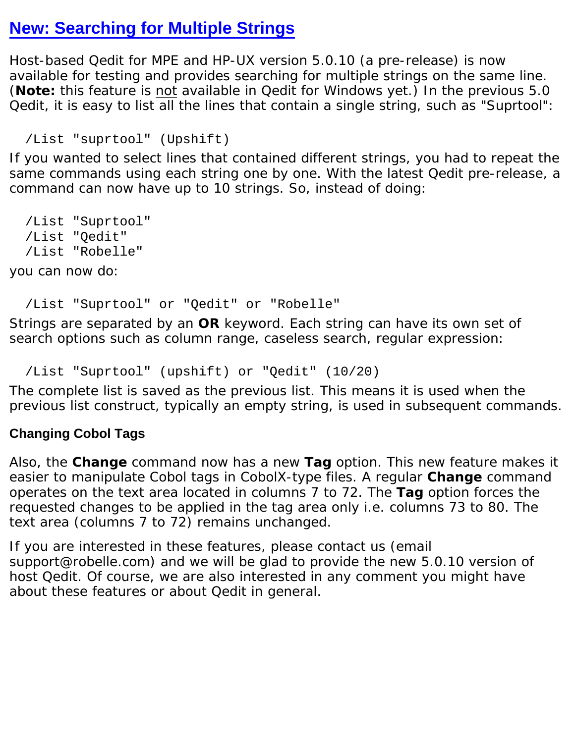## New: Searching for Multiple Strings

Host-based Qedit for MPE and HP-UX version 5.0.10 (a pre-release) is now available for testing and provides searching for multiple strings on the same line. (**Note:** this feature is not available in Qedit for Windows yet.) In the previous 5.0 Qedit, it is easy to list all the lines that contain a single string, such as "Suprtool":

```
/List "suprtool" (Upshift)
```

If you wanted to select lines that contained different strings, you had to repeat the same commands using each string one by one. With the latest Qedit pre-release, a command can now have up to 10 strings. So, instead of doing:

```
/List "Suprtool"
/List "Qedit"
/List "Robelle"
```

you can now do:

```
/List "Suprtool" or "Qedit" or "Robelle"
```

Strings are separated by an **OR** keyword. Each string can have its own set of search options such as column range, caseless search, regular expression:

```
/List "Suprtool" (upshift) or "Qedit" (10/20)
```

The complete list is saved as the previous list. This means it is used when the previous list construct, typically an empty string, is used in subsequent commands.

#### Changing Cobol Tags

Also, the **Change** command now has a new **Tag** option. This new feature makes it easier to manipulate Cobol tags in CobolX-type files. A regular **Change** command operates on the text area located in columns 7 to 72. The **Tag** option forces the requested changes to be applied in the tag area only i.e. columns 73 to 80. The text area (columns 7 to 72) remains unchanged.

If you are interested in these features, please contact us (email support@robelle.com) and we will be glad to provide the new 5.0.10 version of host Qedit. Of course, we are also interested in any comment you might have about these features or about Qedit in general.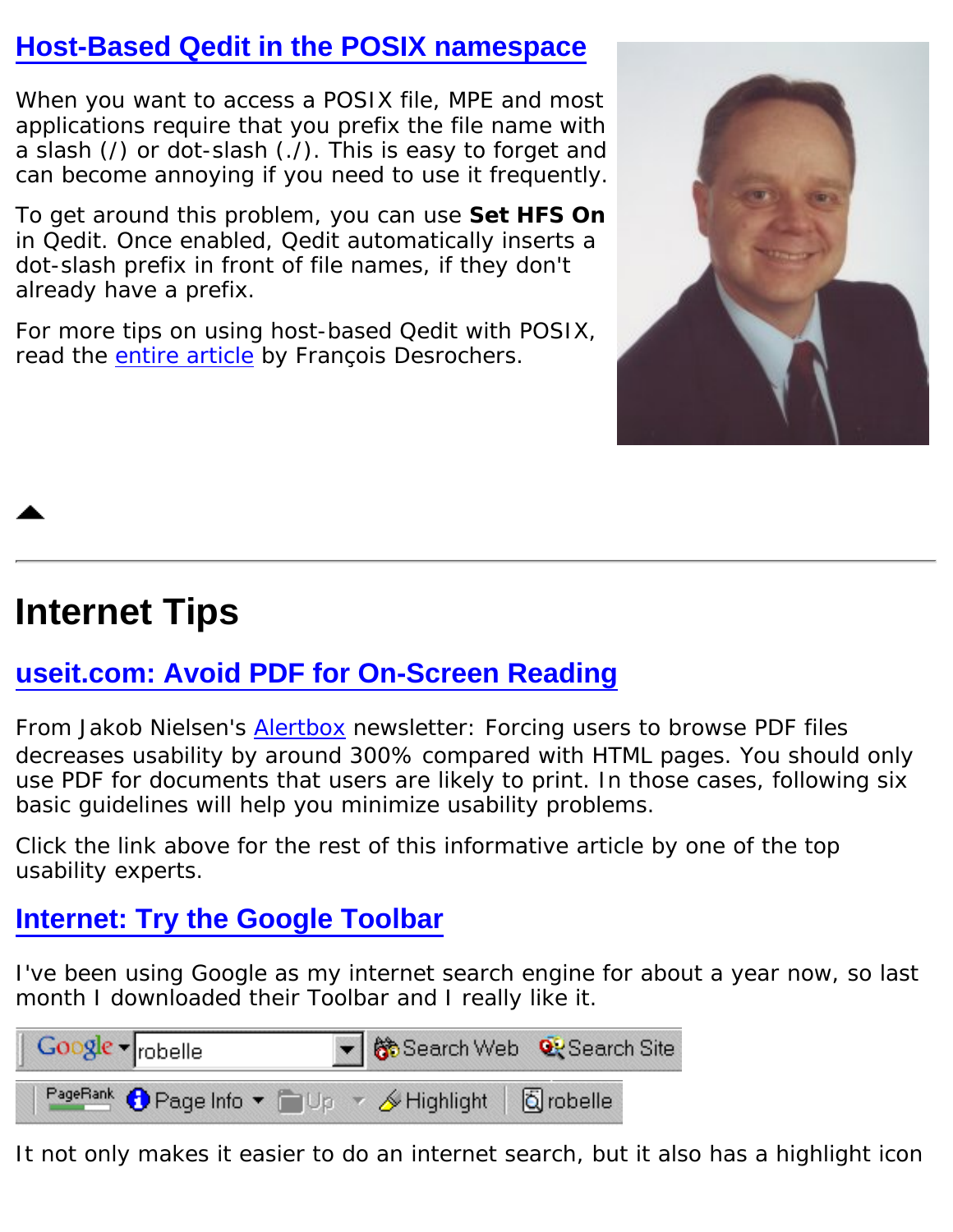## Host-Based Qedit in the POSIX namespace

When you want to access a POSIX file, MPE and most applications require that you prefix the file name with a slash (/) or dot-slash (./). This is easy to forget and can become annoying if you need to use it frequently.

To get around this problem, you can use **Set HFS On** in Qedit. Once enabled, Qedit automatically inserts a dot-slash prefix in front of file names, if they don't already have a prefix.

For more tips on using host-based Qedit with POSIX, read the entire article by François Desrochers.

---

# Internet Tips

## useit.com: Avoid PDF for On-Screen Reading

From Jakob Nielsen's Alertbox newsletter: Forcing users to browse PDF files decreases usability by around 300% compared with HTML pages. You should only use PDF for documents that users are likely to print. In those cases, following six basic guidelines will help you minimize usability problems.

Click the link above for the rest of this informative article by one of the top usability experts.

## Internet: Try the Google Toolbar

I've been using Google as my internet search engine for about a year now, so last month I downloaded their Toolbar and I really like it.

It not only makes it easier to do an internet search, but it also has a highlight icon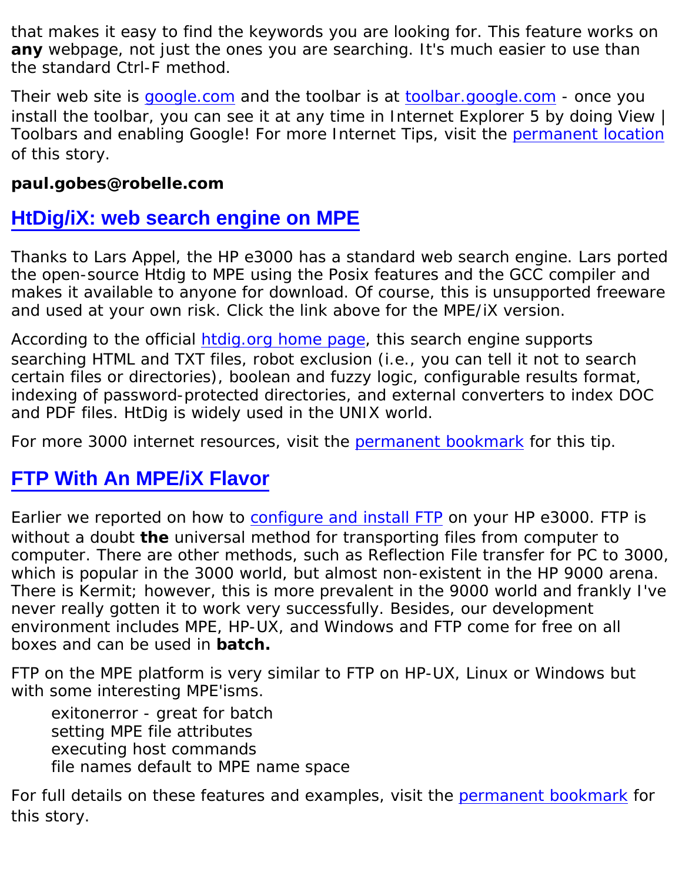that makes it easy to find the keywords you are looking for. This feature works on **any** webpage, not just the ones you are searching. It's much easier to use than the standard Ctrl-F method.

Their web site is google.com and the toolbar is at toolbar.google.com - once you install the toolbar, you can see it at any time in Internet Explorer 5 by doing View | Toolbars and enabling Google! For more Internet Tips, visit the permanent location of this story.

**paul.gobes@robelle.com**

## HtDig/iX: web search engine on MPE

Thanks to Lars Appel, the HP e3000 has a standard web search engine. Lars ported the open-source Htdig to MPE using the Posix features and the GCC compiler and makes it available to anyone for download. Of course, this is unsupported freeware and used at your own risk. Click the link above for the MPE/iX version.

According to the official htdig.org home page, this search engine supports searching HTML and TXT files, robot exclusion (i.e., you can tell it not to search certain files or directories), boolean and fuzzy logic, configurable results format, indexing of password-protected directories, and external converters to index DOC and PDF files. HtDig is widely used in the UNIX world.

For more 3000 internet resources, visit the permanent bookmark for this tip.

## FTP With An MPE/iX Flavor

Earlier we reported on how to configure and install FTP on your HP e3000. FTP is without a doubt **the** universal method for transporting files from computer to computer. There are other methods, such as Reflection File transfer for PC to 3000, which is popular in the 3000 world, but almost non-existent in the HP 9000 arena. There is Kermit; however, this is more prevalent in the 9000 world and frankly I've never really gotten it to work very successfully. Besides, our development environment includes MPE, HP-UX, and Windows and FTP come for free on all boxes and can be used in **batch.**

FTP on the MPE platform is very similar to FTP on HP-UX, Linux or Windows but with some interesting MPE'isms.

- exitonerror - great for batch
- setting MPE file attributes
- executing host commands
- file names default to MPE name space

For full details on these features and examples, visit the permanent bookmark for this story.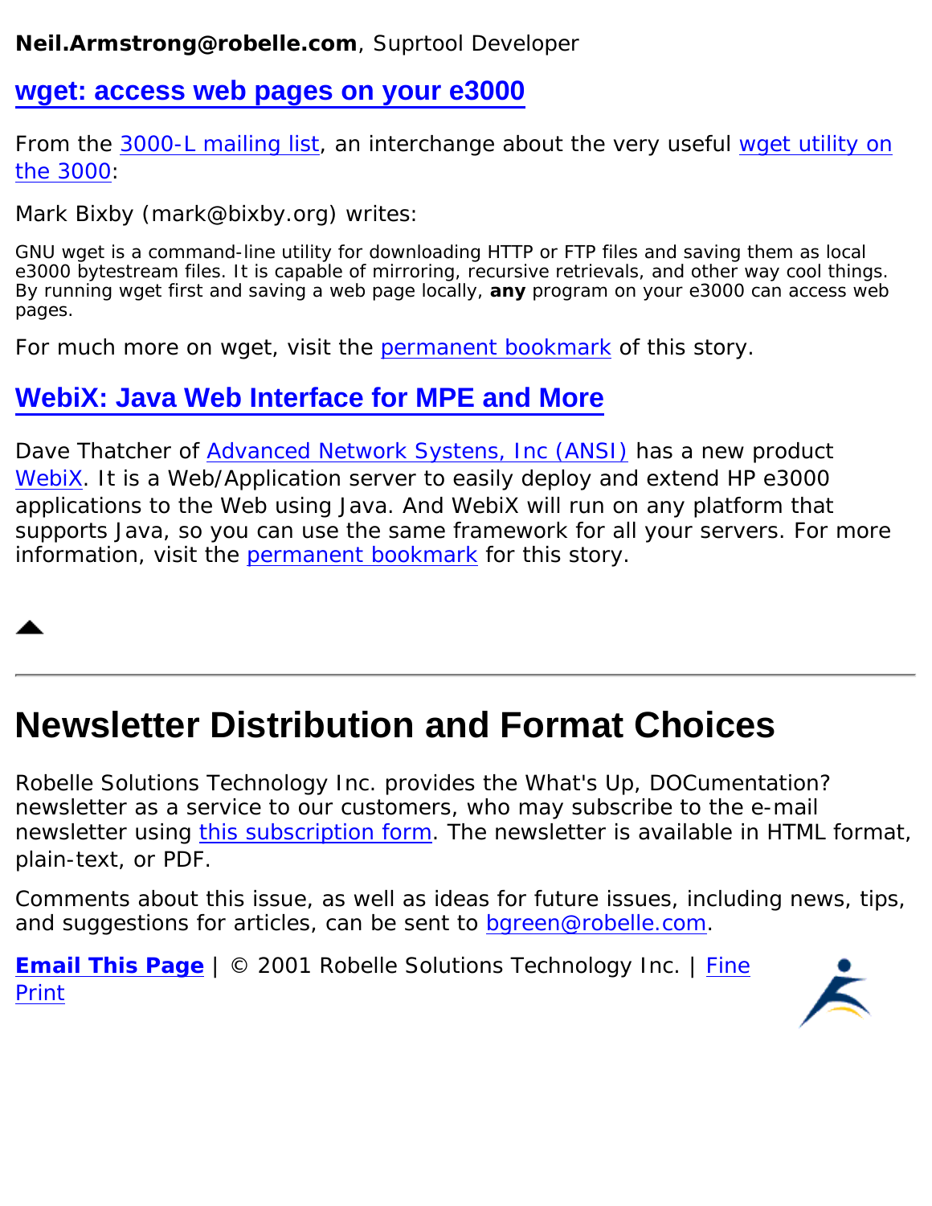**Neil.Armstrong@robelle.com**, Suprtool Developer

## wget: access web pages on your e3000

From the 3000-L mailing list, an interchange about the very useful wget utility on the 3000:

Mark Bixby (mark@bixby.org) writes:

GNU wget is a command-line utility for downloading HTTP or FTP files and saving them as local e3000 bytestream files. It is capable of mirroring, recursive retrievals, and other way cool things. By running wget first and saving a web page locally, **any** program on your e3000 can access web pages.

For much more on wget, visit the permanent bookmark of this story.

## WebiX: Java Web Interface for MPE and More

Dave Thatcher of Advanced Network Systens, Inc (ANSI) has a new product WebiX. It is a Web/Application server to easily deploy and extend HP e3000 applications to the Web using Java. And WebiX will run on any platform that supports Java, so you can use the same framework for all your servers. For more information, visit the permanent bookmark for this story.

---

# Newsletter Distribution and Format Choices

Robelle Solutions Technology Inc. provides the What's Up, DOCumentation? newsletter as a service to our customers, who may subscribe to the e-mail newsletter using this subscription form. The newsletter is available in HTML format, plain-text, or PDF.

Comments about this issue, as well as ideas for future issues, including news, tips, and suggestions for articles, can be sent to bgreen@robelle.com.

**Email This Page** | © 2001 Robelle Solutions Technology Inc. | Fine Print